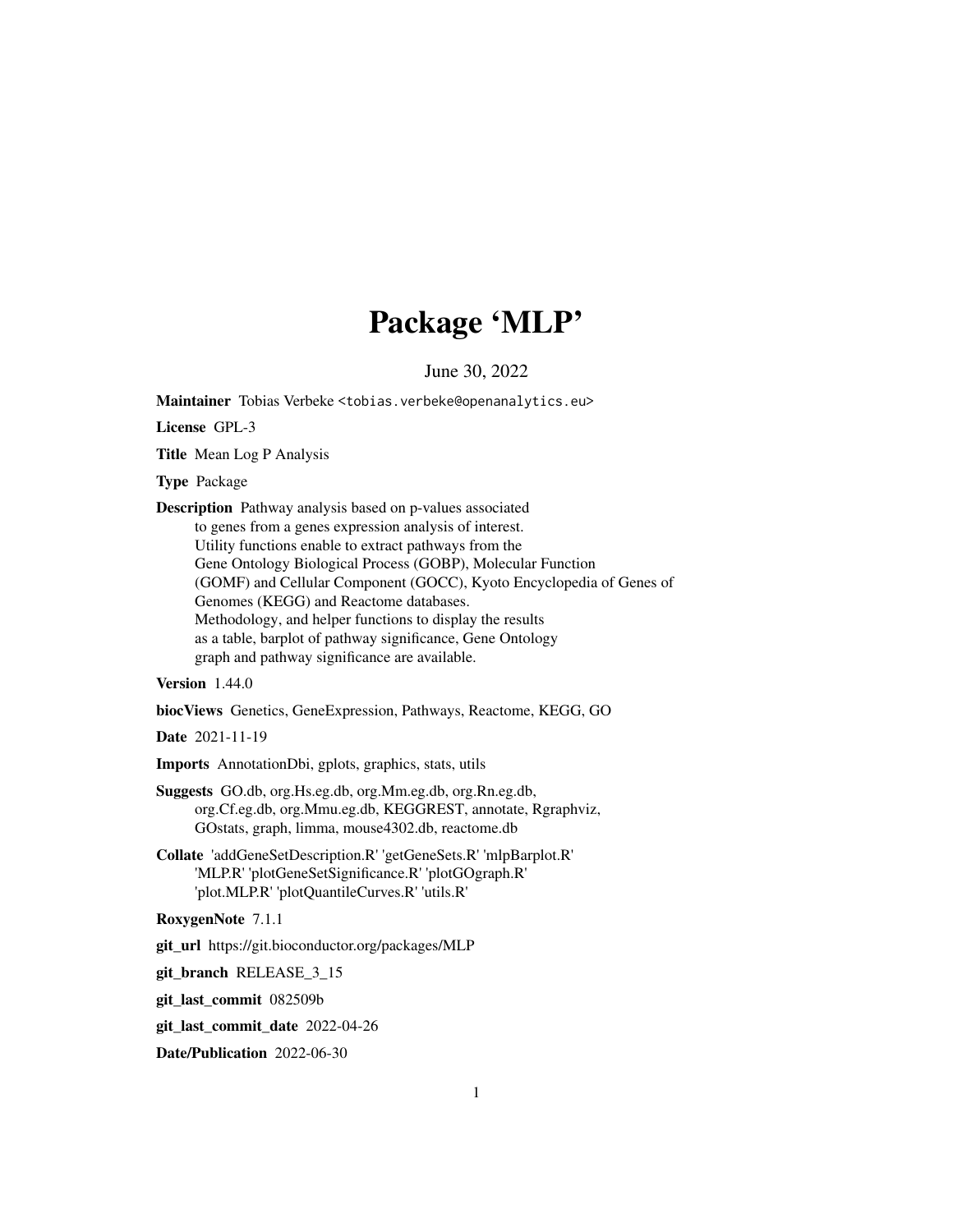# Package 'MLP'

June 30, 2022

**Maintainer** Tobias Verbeke <tobias.verbeke@openanalytics.eu>

**License** GPL-3

**Title** Mean Log P Analysis

**Type** Package

**Description** Pathway analysis based on p-values associated
to genes from a genes expression analysis of interest.
Utility functions enable to extract pathways from the
Gene Ontology Biological Process (GOBP), Molecular Function
(GOMF) and Cellular Component (GOCC), Kyoto Encyclopedia of Genes of
Genomes (KEGG) and Reactome databases.
Methodology, and helper functions to display the results
as a table, barplot of pathway significance, Gene Ontology
graph and pathway significance are available.

**Version** 1.44.0

**biocViews** Genetics, GeneExpression, Pathways, Reactome, KEGG, GO

**Date** 2021-11-19

**Imports** AnnotationDbi, gplots, graphics, stats, utils

**Suggests** GO.db, org.Hs.eg.db, org.Mm.eg.db, org.Rn.eg.db,
org.Cf.eg.db, org.Mmu.eg.db, KEGGREST, annotate, Rgraphviz,
GOstats, graph, limma, mouse4302.db, reactome.db

**Collate** 'addGeneSetDescription.R' 'getGeneSets.R' 'mlpBarplot.R'
'MLP.R' 'plotGeneSetSignificance.R' 'plotGOgraph.R'
'plot.MLP.R' 'plotQuantileCurves.R' 'utils.R'

**RoxygenNote** 7.1.1

**git_url** https://git.bioconductor.org/packages/MLP

**git_branch** RELEASE_3_15

**git_last_commit** 082509b

**git_last_commit_date** 2022-04-26

**Date/Publication** 2022-06-30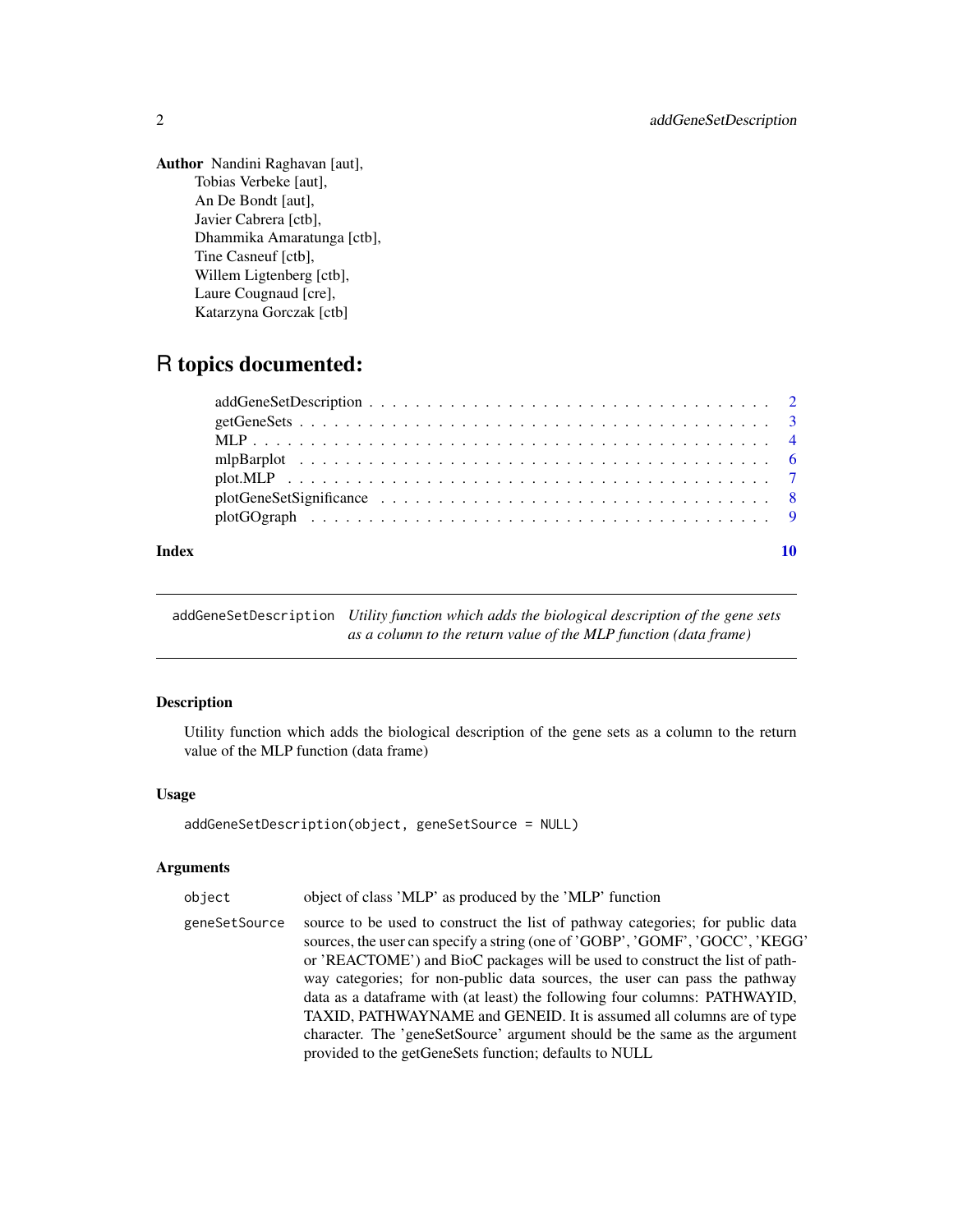**Author** Nandini Raghavan [aut],
Tobias Verbeke [aut],
An De Bondt [aut],
Javier Cabrera [ctb],
Dhammika Amaratunga [ctb],
Tine Casneuf [ctb],
Willem Ligtenberg [ctb],
Laure Cougnaud [cre],
Katarzyna Gorczak [ctb]

# R topics documented:

- addGeneSetDescription . . . . . . . . . . . . . . . . . . . . . . . . . . . . . . . . . . 2
- getGeneSets . . . . . . . . . . . . . . . . . . . . . . . . . . . . . . . . . . . . . . . 3
- MLP . . . . . . . . . . . . . . . . . . . . . . . . . . . . . . . . . . . . . . . . . . . 4
- mlpBarplot . . . . . . . . . . . . . . . . . . . . . . . . . . . . . . . . . . . . . . . 6
- plot.MLP . . . . . . . . . . . . . . . . . . . . . . . . . . . . . . . . . . . . . . . . 7
- plotGeneSetSignificance . . . . . . . . . . . . . . . . . . . . . . . . . . . . . . . . 8
- plotGOgraph . . . . . . . . . . . . . . . . . . . . . . . . . . . . . . . . . . . . . . 9

**Index** 10

---

## addGeneSetDescription *Utility function which adds the biological description of the gene sets as a column to the return value of the MLP function (data frame)*

---

### Description

Utility function which adds the biological description of the gene sets as a column to the return value of the MLP function (data frame)

### Usage

```
addGeneSetDescription(object, geneSetSource = NULL)
```

### Arguments

| | |
|---|---|
| `object` | object of class 'MLP' as produced by the 'MLP' function |
| `geneSetSource` | source to be used to construct the list of pathway categories; for public data sources, the user can specify a string (one of 'GOBP', 'GOMF', 'GOCC', 'KEGG' or 'REACTOME') and BioC packages will be used to construct the list of pathway categories; for non-public data sources, the user can pass the pathway data as a dataframe with (at least) the following four columns: PATHWAYID, TAXID, PATHWAYNAME and GENEID. It is assumed all columns are of type character. The 'geneSetSource' argument should be the same as the argument provided to the getGeneSets function; defaults to NULL |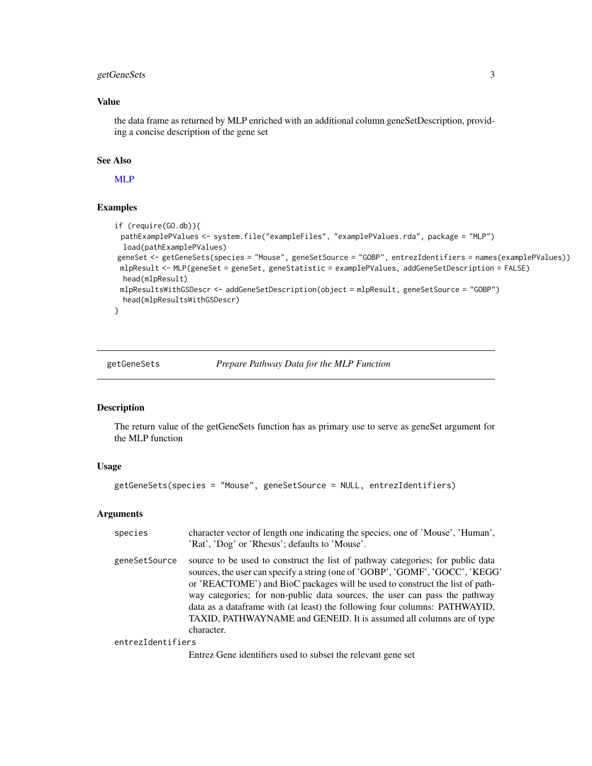### Value

the data frame as returned by MLP enriched with an additional column geneSetDescription, providing a concise description of the gene set

### See Also

MLP

### Examples

```
if (require(GO.db)){
  pathExamplePValues <- system.file("exampleFiles", "examplePValues.rda", package = "MLP")
   load(pathExamplePValues)
 geneSet <- getGeneSets(species = "Mouse", geneSetSource = "GOBP", entrezIdentifiers = names(examplePValues))
  mlpResult <- MLP(geneSet = geneSet, geneStatistic = examplePValues, addGeneSetDescription = FALSE)
   head(mlpResult)
  mlpResultsWithGSDescr <- addGeneSetDescription(object = mlpResult, geneSetSource = "GOBP")
   head(mlpResultsWithGSDescr)
}
```

---

## getGeneSets *Prepare Pathway Data for the MLP Function*

### Description

The return value of the getGeneSets function has as primary use to serve as geneSet argument for the MLP function

### Usage

```
getGeneSets(species = "Mouse", geneSetSource = NULL, entrezIdentifiers)
```

### Arguments

| Argument | Description |
| --- | --- |
| species | character vector of length one indicating the species, one of 'Mouse', 'Human', 'Rat', 'Dog' or 'Rhesus'; defaults to 'Mouse'. |
| geneSetSource | source to be used to construct the list of pathway categories; for public data sources, the user can specify a string (one of 'GOBP', 'GOMF', 'GOCC', 'KEGG' or 'REACTOME') and BioC packages will be used to construct the list of pathway categories; for non-public data sources, the user can pass the pathway data as a dataframe with (at least) the following four columns: PATHWAYID, TAXID, PATHWAYNAME and GENEID. It is assumed all columns are of type character. |
| entrezIdentifiers | Entrez Gene identifiers used to subset the relevant gene set |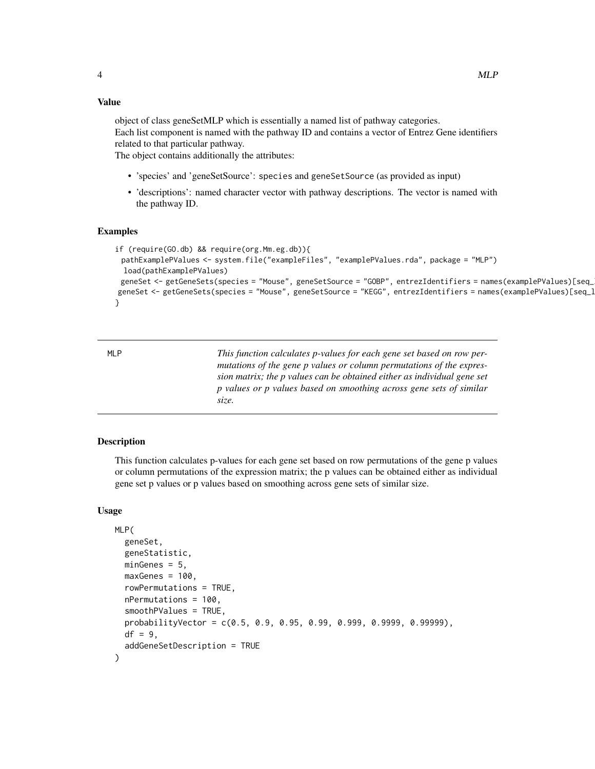### Value

object of class geneSetMLP which is essentially a named list of pathway categories.
Each list component is named with the pathway ID and contains a vector of Entrez Gene identifiers related to that particular pathway.
The object contains additionally the attributes:

- 'species' and 'geneSetSource': `species` and `geneSetSource` (as provided as input)
- 'descriptions': named character vector with pathway descriptions. The vector is named with the pathway ID.

### Examples

```
if (require(GO.db) && require(org.Mm.eg.db)){
 pathExamplePValues <- system.file("exampleFiles", "examplePValues.rda", package = "MLP")
  load(pathExamplePValues)
 geneSet <- getGeneSets(species = "Mouse", geneSetSource = "GOBP", entrezIdentifiers = names(examplePValues)[seq_
geneSet <- getGeneSets(species = "Mouse", geneSetSource = "KEGG", entrezIdentifiers = names(examplePValues)[seq_l
}
```

---

## MLP

*This function calculates p-values for each gene set based on row permutations of the gene p values or column permutations of the expression matrix; the p values can be obtained either as individual gene set p values or p values based on smoothing across gene sets of similar size.*

---

### Description

This function calculates p-values for each gene set based on row permutations of the gene p values or column permutations of the expression matrix; the p values can be obtained either as individual gene set p values or p values based on smoothing across gene sets of similar size.

### Usage

```
MLP(
  geneSet,
  geneStatistic,
  minGenes = 5,
  maxGenes = 100,
  rowPermutations = TRUE,
  nPermutations = 100,
  smoothPValues = TRUE,
  probabilityVector = c(0.5, 0.9, 0.95, 0.99, 0.999, 0.9999, 0.99999),
  df = 9,
  addGeneSetDescription = TRUE
)
```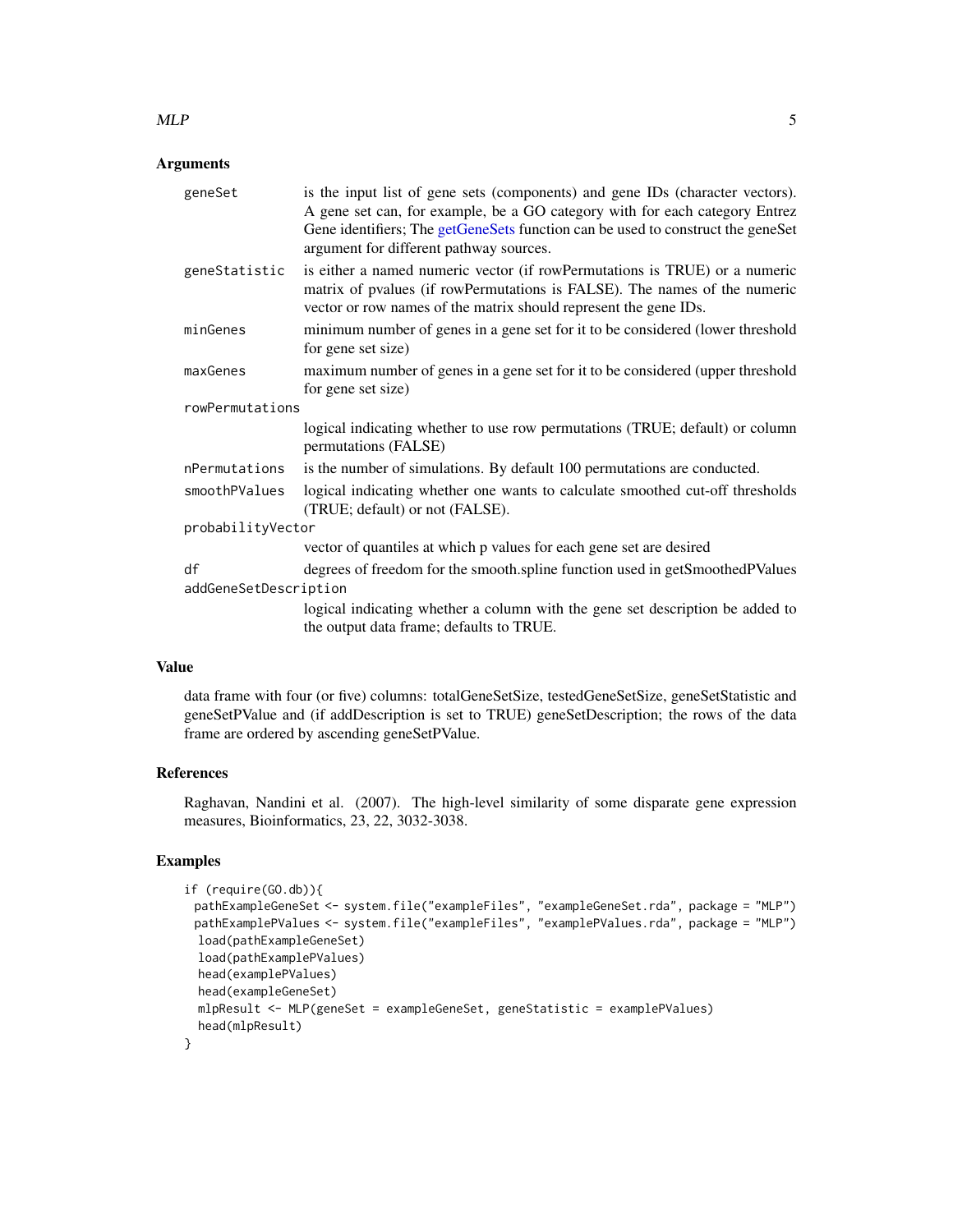## Arguments

| | |
|---|---|
| geneSet | is the input list of gene sets (components) and gene IDs (character vectors). A gene set can, for example, be a GO category with for each category Entrez Gene identifiers; The getGeneSets function can be used to construct the geneSet argument for different pathway sources. |
| geneStatistic | is either a named numeric vector (if rowPermutations is TRUE) or a numeric matrix of pvalues (if rowPermutations is FALSE). The names of the numeric vector or row names of the matrix should represent the gene IDs. |
| minGenes | minimum number of genes in a gene set for it to be considered (lower threshold for gene set size) |
| maxGenes | maximum number of genes in a gene set for it to be considered (upper threshold for gene set size) |
| rowPermutations | logical indicating whether to use row permutations (TRUE; default) or column permutations (FALSE) |
| nPermutations | is the number of simulations. By default 100 permutations are conducted. |
| smoothPValues | logical indicating whether one wants to calculate smoothed cut-off thresholds (TRUE; default) or not (FALSE). |
| probabilityVector | vector of quantiles at which p values for each gene set are desired |
| df | degrees of freedom for the smooth.spline function used in getSmoothedPValues |
| addGeneSetDescription | logical indicating whether a column with the gene set description be added to the output data frame; defaults to TRUE. |

## Value

data frame with four (or five) columns: totalGeneSetSize, testedGeneSetSize, geneSetStatistic and geneSetPValue and (if addDescription is set to TRUE) geneSetDescription; the rows of the data frame are ordered by ascending geneSetPValue.

## References

Raghavan, Nandini et al. (2007). The high-level similarity of some disparate gene expression measures, Bioinformatics, 23, 22, 3032-3038.

## Examples

```
if (require(GO.db)){
 pathExampleGeneSet <- system.file("exampleFiles", "exampleGeneSet.rda", package = "MLP")
 pathExamplePValues <- system.file("exampleFiles", "examplePValues.rda", package = "MLP")
  load(pathExampleGeneSet)
  load(pathExamplePValues)
  head(examplePValues)
  head(exampleGeneSet)
  mlpResult <- MLP(geneSet = exampleGeneSet, geneStatistic = examplePValues)
  head(mlpResult)
}
```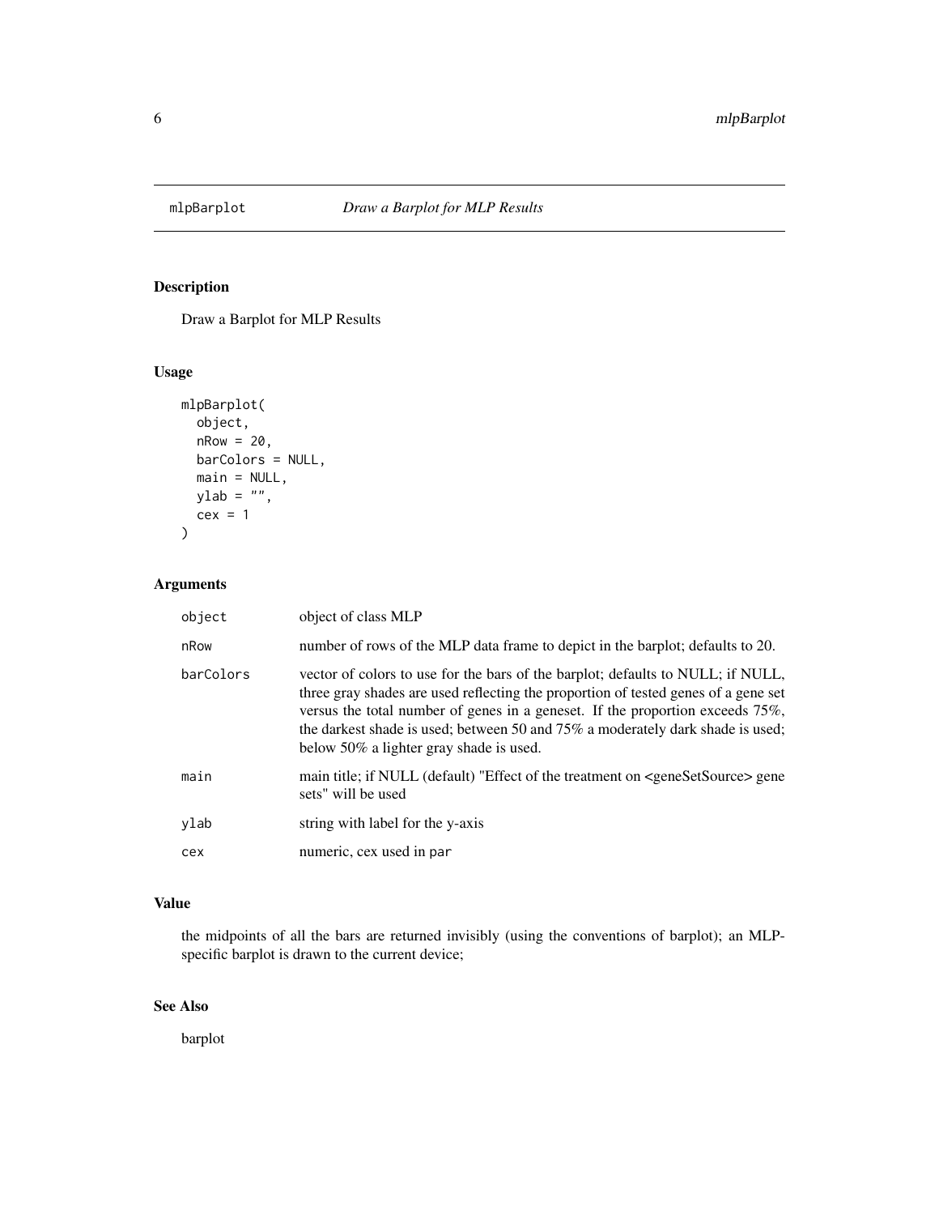mlpBarplot *Draw a Barplot for MLP Results*

## Description

Draw a Barplot for MLP Results

## Usage

```
mlpBarplot(
  object,
  nRow = 20,
  barColors = NULL,
  main = NULL,
  ylab = "",
  cex = 1
)
```

## Arguments

| | |
|---|---|
| object | object of class MLP |
| nRow | number of rows of the MLP data frame to depict in the barplot; defaults to 20. |
| barColors | vector of colors to use for the bars of the barplot; defaults to NULL; if NULL, three gray shades are used reflecting the proportion of tested genes of a gene set versus the total number of genes in a geneset. If the proportion exceeds 75%, the darkest shade is used; between 50 and 75% a moderately dark shade is used; below 50% a lighter gray shade is used. |
| main | main title; if NULL (default) "Effect of the treatment on <geneSetSource> gene sets" will be used |
| ylab | string with label for the y-axis |
| cex | numeric, cex used in `par` |

## Value

the midpoints of all the bars are returned invisibly (using the conventions of barplot); an MLP-specific barplot is drawn to the current device;

## See Also

barplot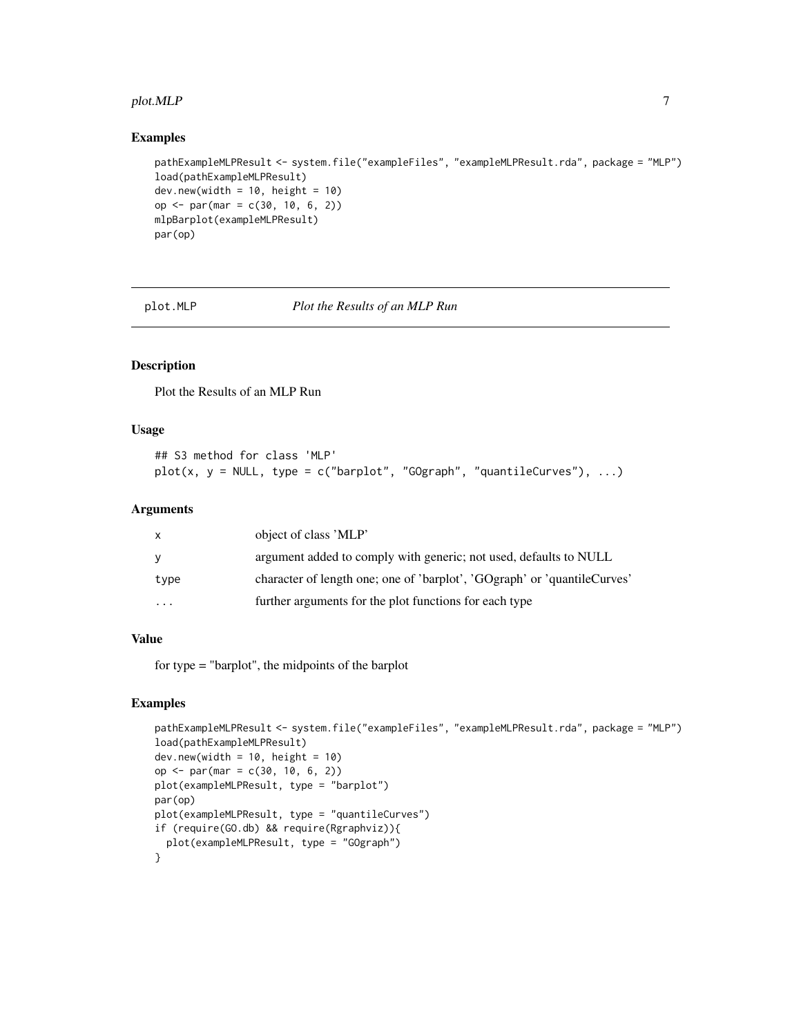## Examples

```
pathExampleMLPResult <- system.file("exampleFiles", "exampleMLPResult.rda", package = "MLP")
load(pathExampleMLPResult)
dev.new(width = 10, height = 10)
op <- par(mar = c(30, 10, 6, 2))
mlpBarplot(exampleMLPResult)
par(op)
```

---

# plot.MLP *Plot the Results of an MLP Run*

## Description

Plot the Results of an MLP Run

## Usage

```
## S3 method for class 'MLP'
plot(x, y = NULL, type = c("barplot", "GOgraph", "quantileCurves"), ...)
```

## Arguments

| | |
|---|---|
| x | object of class 'MLP' |
| y | argument added to comply with generic; not used, defaults to NULL |
| type | character of length one; one of 'barplot', 'GOgraph' or 'quantileCurves' |
| ... | further arguments for the plot functions for each type |

## Value

for type = "barplot", the midpoints of the barplot

## Examples

```
pathExampleMLPResult <- system.file("exampleFiles", "exampleMLPResult.rda", package = "MLP")
load(pathExampleMLPResult)
dev.new(width = 10, height = 10)
op <- par(mar = c(30, 10, 6, 2))
plot(exampleMLPResult, type = "barplot")
par(op)
plot(exampleMLPResult, type = "quantileCurves")
if (require(GO.db) && require(Rgraphviz)){
  plot(exampleMLPResult, type = "GOgraph")
}
```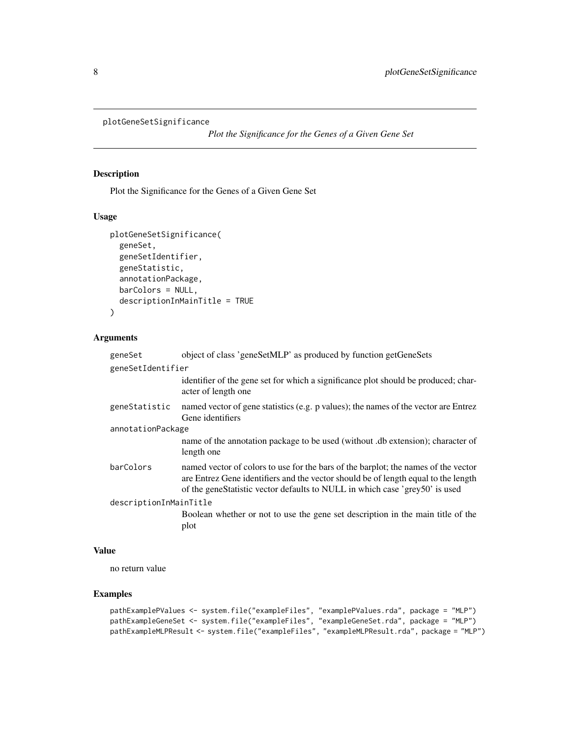plotGeneSetSignificance &emsp; *Plot the Significance for the Genes of a Given Gene Set*

## Description

Plot the Significance for the Genes of a Given Gene Set

## Usage

```
plotGeneSetSignificance(
  geneSet,
  geneSetIdentifier,
  geneStatistic,
  annotationPackage,
  barColors = NULL,
  descriptionInMainTitle = TRUE
)
```

## Arguments

| Argument | Description |
|---|---|
| geneSet | object of class 'geneSetMLP' as produced by function getGeneSets |
| geneSetIdentifier | identifier of the gene set for which a significance plot should be produced; character of length one |
| geneStatistic | named vector of gene statistics (e.g. p values); the names of the vector are Entrez Gene identifiers |
| annotationPackage | name of the annotation package to be used (without .db extension); character of length one |
| barColors | named vector of colors to use for the bars of the barplot; the names of the vector are Entrez Gene identifiers and the vector should be of length equal to the length of the geneStatistic vector defaults to NULL in which case 'grey50' is used |
| descriptionInMainTitle | Boolean whether or not to use the gene set description in the main title of the plot |

## Value

no return value

## Examples

```
pathExamplePValues <- system.file("exampleFiles", "examplePValues.rda", package = "MLP")
pathExampleGeneSet <- system.file("exampleFiles", "exampleGeneSet.rda", package = "MLP")
pathExampleMLPResult <- system.file("exampleFiles", "exampleMLPResult.rda", package = "MLP")
```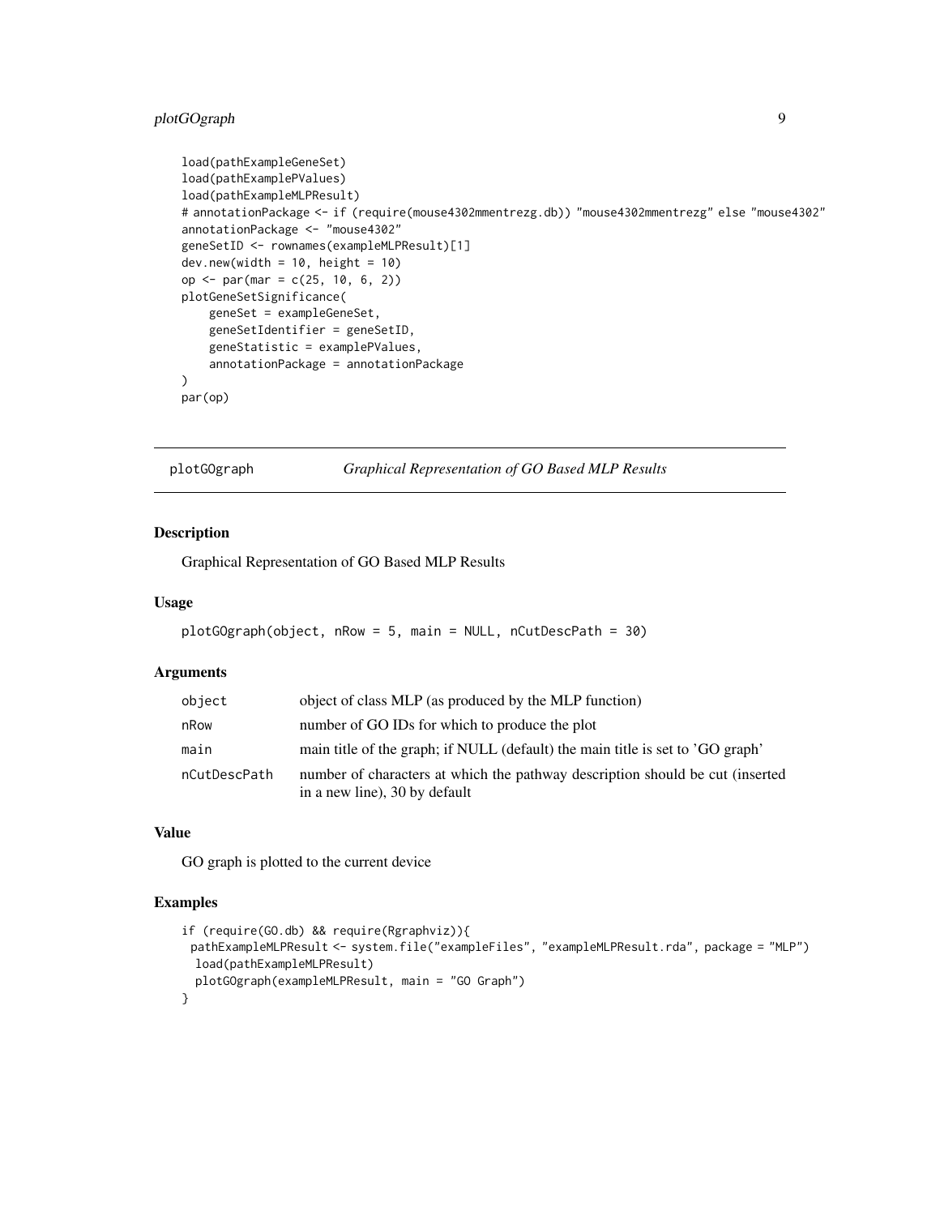```
load(pathExampleGeneSet)
load(pathExamplePValues)
load(pathExampleMLPResult)
# annotationPackage <- if (require(mouse4302mmentrezg.db)) "mouse4302mmentrezg" else "mouse4302"
annotationPackage <- "mouse4302"
geneSetID <- rownames(exampleMLPResult)[1]
dev.new(width = 10, height = 10)
op <- par(mar = c(25, 10, 6, 2))
plotGeneSetSignificance(
    geneSet = exampleGeneSet,
    geneSetIdentifier = geneSetID,
    geneStatistic = examplePValues,
    annotationPackage = annotationPackage
)
par(op)
```

---

## plotGOgraph — *Graphical Representation of GO Based MLP Results*

---

### Description

Graphical Representation of GO Based MLP Results

### Usage

```
plotGOgraph(object, nRow = 5, main = NULL, nCutDescPath = 30)
```

### Arguments

| | |
|---|---|
| `object` | object of class MLP (as produced by the MLP function) |
| `nRow` | number of GO IDs for which to produce the plot |
| `main` | main title of the graph; if NULL (default) the main title is set to 'GO graph' |
| `nCutDescPath` | number of characters at which the pathway description should be cut (inserted in a new line), 30 by default |

### Value

GO graph is plotted to the current device

### Examples

```
if (require(GO.db) && require(Rgraphviz)){
 pathExampleMLPResult <- system.file("exampleFiles", "exampleMLPResult.rda", package = "MLP")
  load(pathExampleMLPResult)
  plotGOgraph(exampleMLPResult, main = "GO Graph")
}
```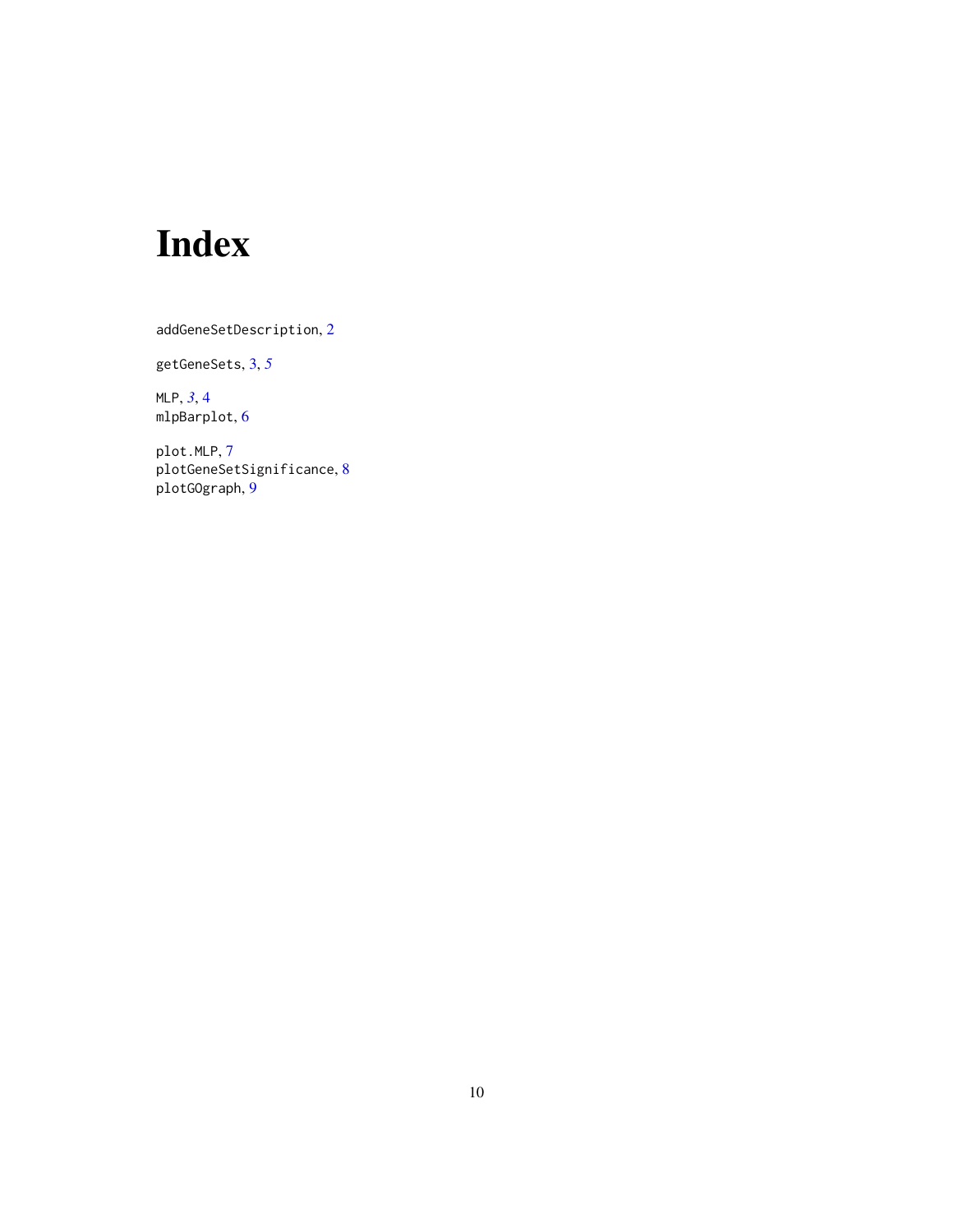# Index

addGeneSetDescription, 2

getGeneSets, 3, *5*

MLP, *3*, 4
mlpBarplot, 6

plot.MLP, 7
plotGeneSetSignificance, 8
plotGOgraph, 9